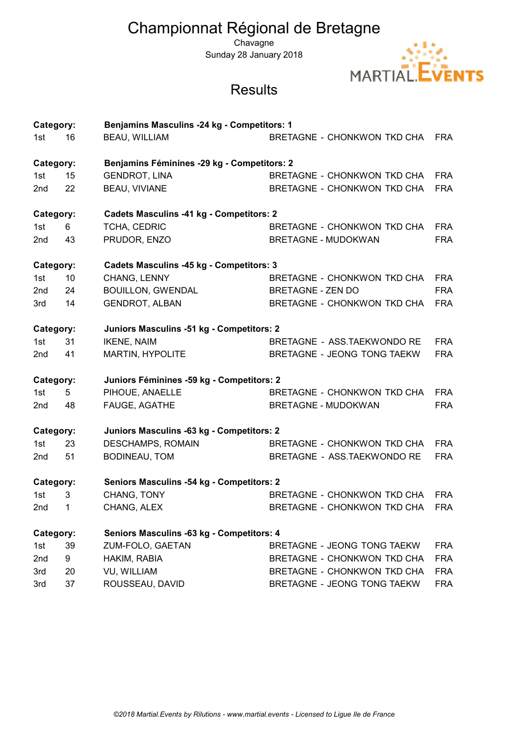# Championnat Régional de Bretagne

Chavagne

Sunday 28 January 2018

MARTIAL.EVENTS

## Results

**Category:** **Benjamins Masculins -24 kg - Competitors: 1**

| | | | | |
|---|---|---|---|---|
| 1st | 16 | BEAU, WILLIAM | BRETAGNE - CHONKWON TKD CHA | FRA |

**Category:** **Benjamins Féminines -29 kg - Competitors: 2**

| | | | | |
|---|---|---|---|---|
| 1st | 15 | GENDROT, LINA | BRETAGNE - CHONKWON TKD CHA | FRA |
| 2nd | 22 | BEAU, VIVIANE | BRETAGNE - CHONKWON TKD CHA | FRA |

**Category:** **Cadets Masculins -41 kg - Competitors: 2**

| | | | | |
|---|---|---|---|---|
| 1st | 6 | TCHA, CEDRIC | BRETAGNE - CHONKWON TKD CHA | FRA |
| 2nd | 43 | PRUDOR, ENZO | BRETAGNE - MUDOKWAN | FRA |

**Category:** **Cadets Masculins -45 kg - Competitors: 3**

| | | | | |
|---|---|---|---|---|
| 1st | 10 | CHANG, LENNY | BRETAGNE - CHONKWON TKD CHA | FRA |
| 2nd | 24 | BOUILLON, GWENDAL | BRETAGNE - ZEN DO | FRA |
| 3rd | 14 | GENDROT, ALBAN | BRETAGNE - CHONKWON TKD CHA | FRA |

**Category:** **Juniors Masculins -51 kg - Competitors: 2**

| | | | | |
|---|---|---|---|---|
| 1st | 31 | IKENE, NAIM | BRETAGNE - ASS.TAEKWONDO RE | FRA |
| 2nd | 41 | MARTIN, HYPOLITE | BRETAGNE - JEONG TONG TAEKW | FRA |

**Category:** **Juniors Féminines -59 kg - Competitors: 2**

| | | | | |
|---|---|---|---|---|
| 1st | 5 | PIHOUE, ANAELLE | BRETAGNE - CHONKWON TKD CHA | FRA |
| 2nd | 48 | FAUGE, AGATHE | BRETAGNE - MUDOKWAN | FRA |

**Category:** **Juniors Masculins -63 kg - Competitors: 2**

| | | | | |
|---|---|---|---|---|
| 1st | 23 | DESCHAMPS, ROMAIN | BRETAGNE - CHONKWON TKD CHA | FRA |
| 2nd | 51 | BODINEAU, TOM | BRETAGNE - ASS.TAEKWONDO RE | FRA |

**Category:** **Seniors Masculins -54 kg - Competitors: 2**

| | | | | |
|---|---|---|---|---|
| 1st | 3 | CHANG, TONY | BRETAGNE - CHONKWON TKD CHA | FRA |
| 2nd | 1 | CHANG, ALEX | BRETAGNE - CHONKWON TKD CHA | FRA |

**Category:** **Seniors Masculins -63 kg - Competitors: 4**

| | | | | |
|---|---|---|---|---|
| 1st | 39 | ZUM-FOLO, GAETAN | BRETAGNE - JEONG TONG TAEKW | FRA |
| 2nd | 9 | HAKIM, RABIA | BRETAGNE - CHONKWON TKD CHA | FRA |
| 3rd | 20 | VU, WILLIAM | BRETAGNE - CHONKWON TKD CHA | FRA |
| 3rd | 37 | ROUSSEAU, DAVID | BRETAGNE - JEONG TONG TAEKW | FRA |

*©2018 Martial.Events by Rilutions - www.martial.events - Licensed to Ligue Ile de France*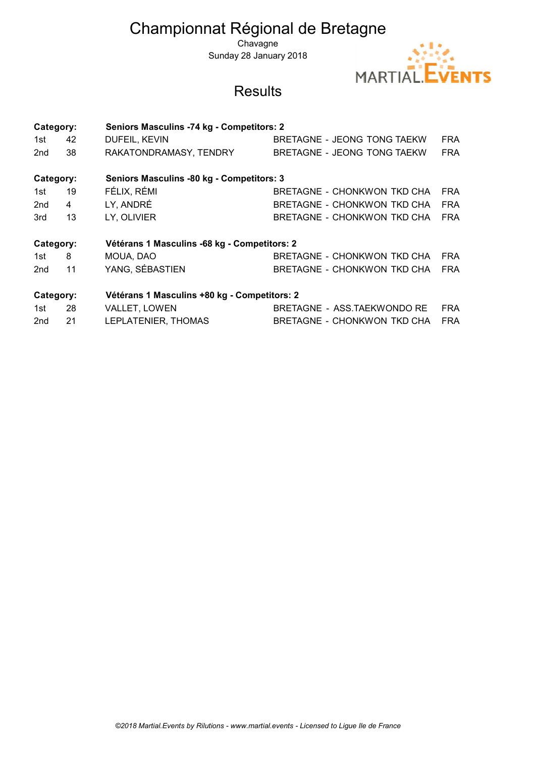# Championnat Régional de Bretagne

Chavagne

Sunday 28 January 2018

## Results

**Category:** **Seniors Masculins -74 kg - Competitors: 2**

| | | | | |
|---|---|---|---|---|
| 1st | 42 | DUFEIL, KEVIN | BRETAGNE - JEONG TONG TAEKW | FRA |
| 2nd | 38 | RAKATONDRAMASY, TENDRY | BRETAGNE - JEONG TONG TAEKW | FRA |

**Category:** **Seniors Masculins -80 kg - Competitors: 3**

| | | | | |
|---|---|---|---|---|
| 1st | 19 | FÉLIX, RÉMI | BRETAGNE - CHONKWON TKD CHA | FRA |
| 2nd | 4 | LY, ANDRÉ | BRETAGNE - CHONKWON TKD CHA | FRA |
| 3rd | 13 | LY, OLIVIER | BRETAGNE - CHONKWON TKD CHA | FRA |

**Category:** **Vétérans 1 Masculins -68 kg - Competitors: 2**

| | | | | |
|---|---|---|---|---|
| 1st | 8 | MOUA, DAO | BRETAGNE - CHONKWON TKD CHA | FRA |
| 2nd | 11 | YANG, SÉBASTIEN | BRETAGNE - CHONKWON TKD CHA | FRA |

**Category:** **Vétérans 1 Masculins +80 kg - Competitors: 2**

| | | | | |
|---|---|---|---|---|
| 1st | 28 | VALLET, LOWEN | BRETAGNE - ASS.TAEKWONDO RE | FRA |
| 2nd | 21 | LEPLATENIER, THOMAS | BRETAGNE - CHONKWON TKD CHA | FRA |

*©2018 Martial.Events by Rilutions - www.martial.events - Licensed to Ligue Ile de France*